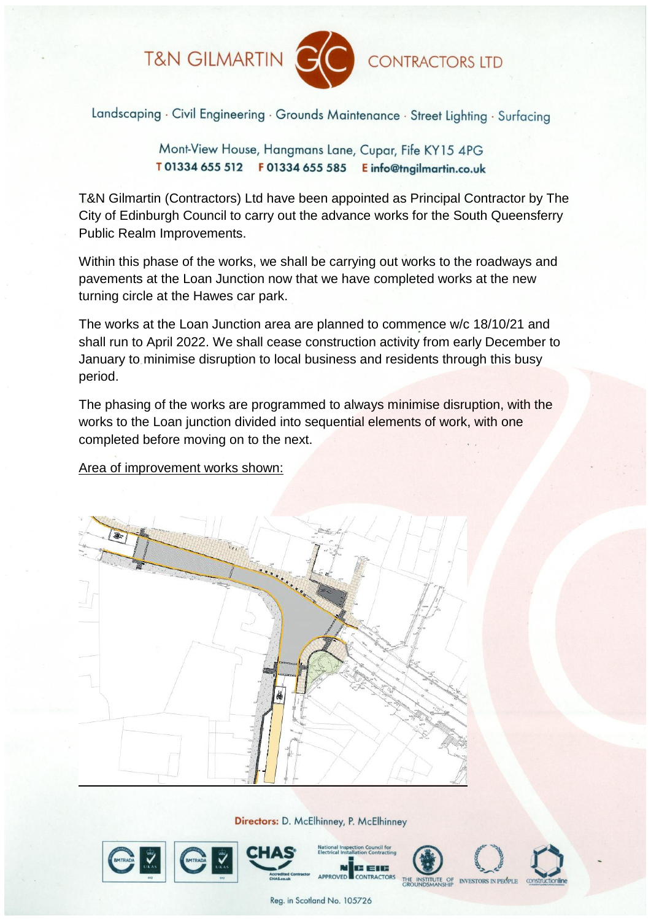# T&N GILMARTIN CONTRACTORS LTD

Landscaping · Civil Engineering · Grounds Maintenance · Street Lighting · Surfacing

Mont-View House, Hangmans Lane, Cupar, Fife KY15 4PG
T 01334 655 512 F 01334 655 585 E info@tngilmartin.co.uk

T&N Gilmartin (Contractors) Ltd have been appointed as Principal Contractor by The City of Edinburgh Council to carry out the advance works for the South Queensferry Public Realm Improvements.

Within this phase of the works, we shall be carrying out works to the roadways and pavements at the Loan Junction now that we have completed works at the new turning circle at the Hawes car park.

The works at the Loan Junction area are planned to commence w/c 18/10/21 and shall run to April 2022. We shall cease construction activity from early December to January to minimise disruption to local business and residents through this busy period.

The phasing of the works are programmed to always minimise disruption, with the works to the Loan junction divided into sequential elements of work, with one completed before moving on to the next.

Area of improvement works shown:

**Directors:** D. McElhinney, P. McElhinney

Reg. in Scotland No. 105726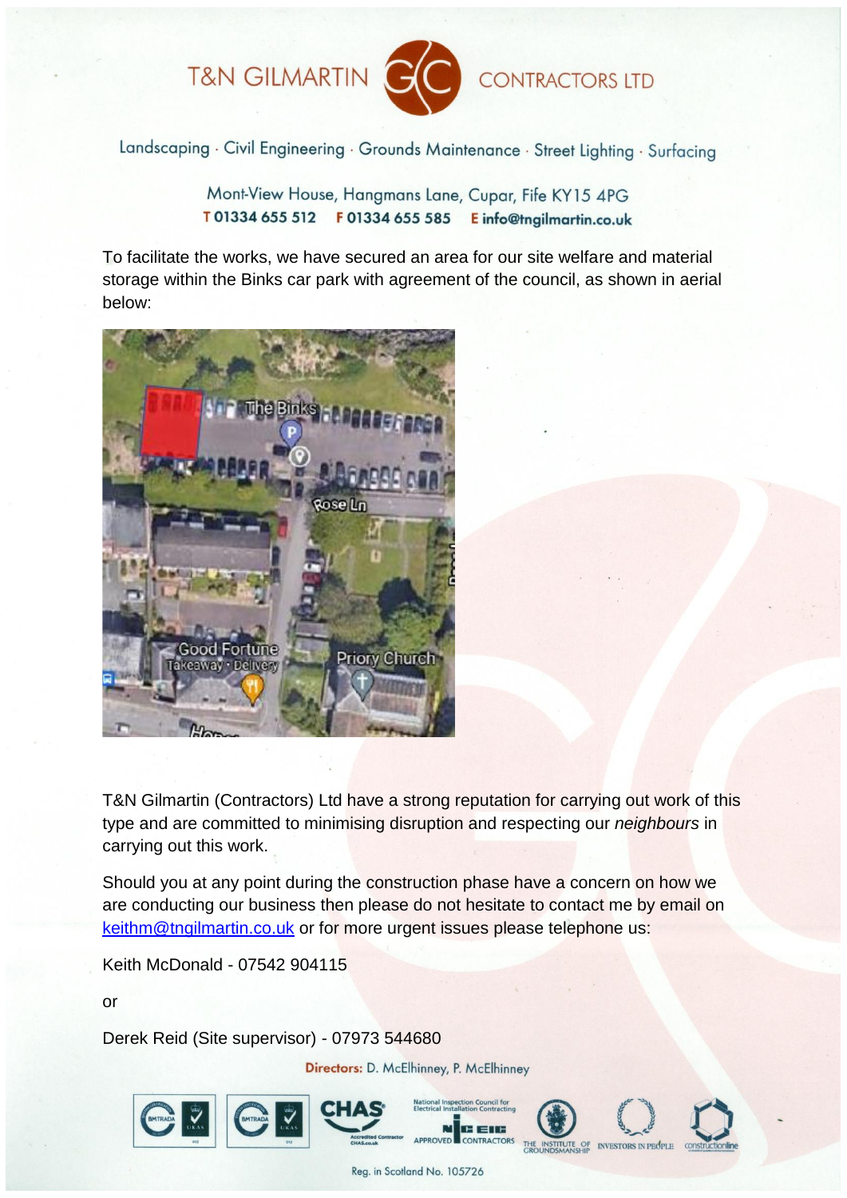T&N GILMARTIN CONTRACTORS LTD

Landscaping · Civil Engineering · Grounds Maintenance · Street Lighting · Surfacing

Mont-View House, Hangmans Lane, Cupar, Fife KY15 4PG
T 01334 655 512 F 01334 655 585 E info@tngilmartin.co.uk

To facilitate the works, we have secured an area for our site welfare and material storage within the Binks car park with agreement of the council, as shown in aerial below:

T&N Gilmartin (Contractors) Ltd have a strong reputation for carrying out work of this type and are committed to minimising disruption and respecting our *neighbours* in carrying out this work.

Should you at any point during the construction phase have a concern on how we are conducting our business then please do not hesitate to contact me by email on keithm@tngilmartin.co.uk or for more urgent issues please telephone us:

Keith McDonald - 07542 904115

or

Derek Reid (Site supervisor) - 07973 544680

**Directors:** D. McElhinney, P. McElhinney

Reg. in Scotland No. 105726